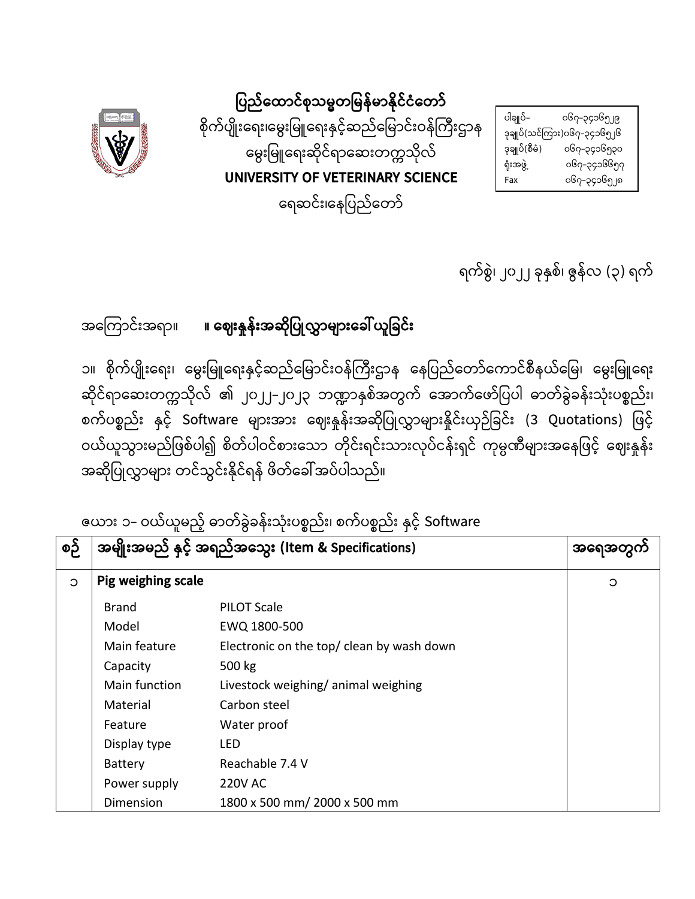# ပြည်ထောင်စုသမ္မတမြန်မာနိုင်ငံတော်

စိုက်ပျိုးရေး၊မွေးမြူရေးနှင့်ဆည်မြောင်းဝန်ကြီးဌာန

မွေးမြူရေးဆိုင်ရာဆေးတက္ကသိုလ်

**UNIVERSITY OF VETERINARY SCIENCE**

ရေဆင်း၊နေပြည်တော်

| | |
|---|---|
| ပါချုပ်- | ၀၆၇-၃၄၁၆၅၂၉ |
| ဒုချုပ်(သင်ကြား) | ၀၆၇-၃၄၁၆၅၂၆ |
| ဒုချုပ်(စီမံ) | ၀၆၇-၃၄၁၆၅၃၀ |
| ရုံးအဖွဲ့ | ၀၆၇-၃၄၁၆၆၅၇ |
| Fax | ၀၆၇-၃၄၁၆၅၂၈ |

ရက်စွဲ၊ ၂၀၂၂ ခုနှစ်၊ ဇွန်လ (၃) ရက်

အကြောင်းအရာ။ **။ ဈေးနှုန်းအဆိုပြုလွှာများခေါ်ယူခြင်း**

၁။ စိုက်ပျိုးရေး၊ မွေးမြူရေးနှင့်ဆည်မြောင်းဝန်ကြီးဌာန နေပြည်တော်ကောင်စီနယ်မြေ၊ မွေးမြူရေးဆိုင်ရာဆေးတက္ကသိုလ် ၏ ၂၀၂၂-၂၀၂၃ ဘဏ္ဍာနှစ်အတွက် အောက်ဖော်ပြပါ ဓာတ်ခွဲခန်းသုံးပစ္စည်း၊ စက်ပစ္စည်း နှင့် Software များအား ဈေးနှုန်းအဆိုပြုလွှာများနှိုင်းယှဉ်ခြင်း (3 Quotations) ဖြင့် ဝယ်ယူသွားမည်ဖြစ်ပါ၍ စိတ်ပါဝင်စားသော တိုင်းရင်းသားလုပ်ငန်းရှင် ကုမ္ပဏီများအနေဖြင့် ဈေးနှုန်းအဆိုပြုလွှာများ တင်သွင်းနိုင်ရန် ဖိတ်ခေါ်အပ်ပါသည်။

ဇယား ၁- ဝယ်ယူမည့် ဓာတ်ခွဲခန်းသုံးပစ္စည်း၊ စက်ပစ္စည်း နှင့် Software

| စဉ် | အမျိုးအမည် နှင့် အရည်အသွေး (Item & Specifications) | | အရေအတွက် |
|---|---|---|---|
| ၁ | **Pig weighing scale** | | ၁ |
| | Brand | PILOT Scale | |
| | Model | EWQ 1800-500 | |
| | Main feature | Electronic on the top/ clean by wash down | |
| | Capacity | 500 kg | |
| | Main function | Livestock weighing/ animal weighing | |
| | Material | Carbon steel | |
| | Feature | Water proof | |
| | Display type | LED | |
| | Battery | Reachable 7.4 V | |
| | Power supply | 220V AC | |
| | Dimension | 1800 x 500 mm/ 2000 x 500 mm | |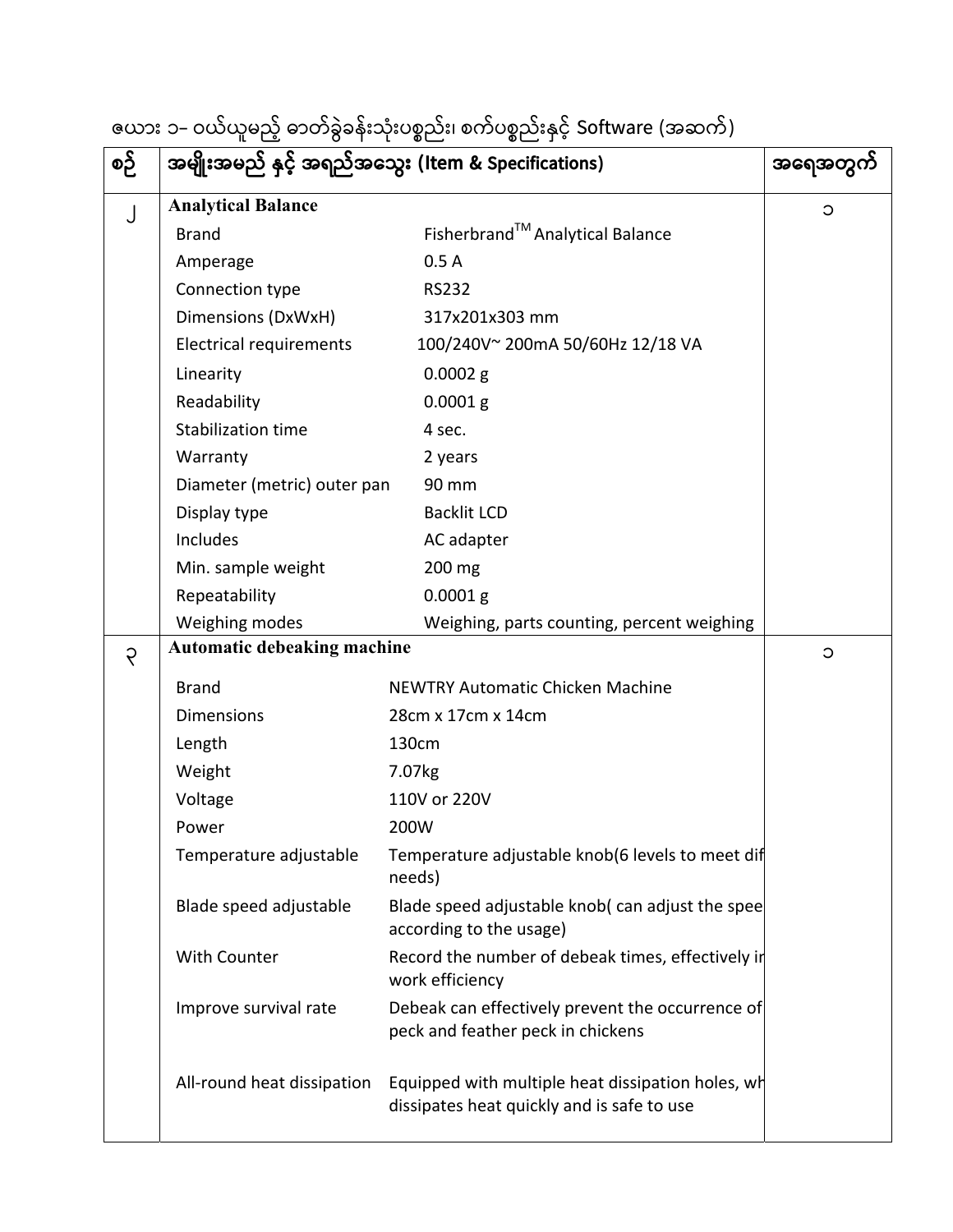ဇယား ၁– ဝယ်ယူမည့် ဓာတ်ခွဲခန်းသုံးပစ္စည်း၊ စက်ပစ္စည်းနှင့် Software (အဆက်)

| စဉ် | အမျိုးအမည် နှင့် အရည်အသွေး (Item & Specifications) | | အရေအတွက် |
|---|---|---|---|
| ၂ | **Analytical Balance** | | ၁ |
| | Brand | Fisherbrand[TM] Analytical Balance | |
| | Amperage | 0.5 A | |
| | Connection type | RS232 | |
| | Dimensions (DxWxH) | 317x201x303 mm | |
| | Electrical requirements | 100/240V~ 200mA 50/60Hz 12/18 VA | |
| | Linearity | 0.0002 g | |
| | Readability | 0.0001 g | |
| | Stabilization time | 4 sec. | |
| | Warranty | 2 years | |
| | Diameter (metric) outer pan | 90 mm | |
| | Display type | Backlit LCD | |
| | Includes | AC adapter | |
| | Min. sample weight | 200 mg | |
| | Repeatability | 0.0001 g | |
| | Weighing modes | Weighing, parts counting, percent weighing | |
| ၃ | **Automatic debeaking machine** | | ၁ |
| | Brand | NEWTRY Automatic Chicken Machine | |
| | Dimensions | 28cm x 17cm x 14cm | |
| | Length | 130cm | |
| | Weight | 7.07kg | |
| | Voltage | 110V or 220V | |
| | Power | 200W | |
| | Temperature adjustable | Temperature adjustable knob(6 levels to meet dif needs) | |
| | Blade speed adjustable | Blade speed adjustable knob( can adjust the spee according to the usage) | |
| | With Counter | Record the number of debeak times, effectively ir work efficiency | |
| | Improve survival rate | Debeak can effectively prevent the occurrence of peck and feather peck in chickens | |
| | All-round heat dissipation | Equipped with multiple heat dissipation holes, wh dissipates heat quickly and is safe to use | |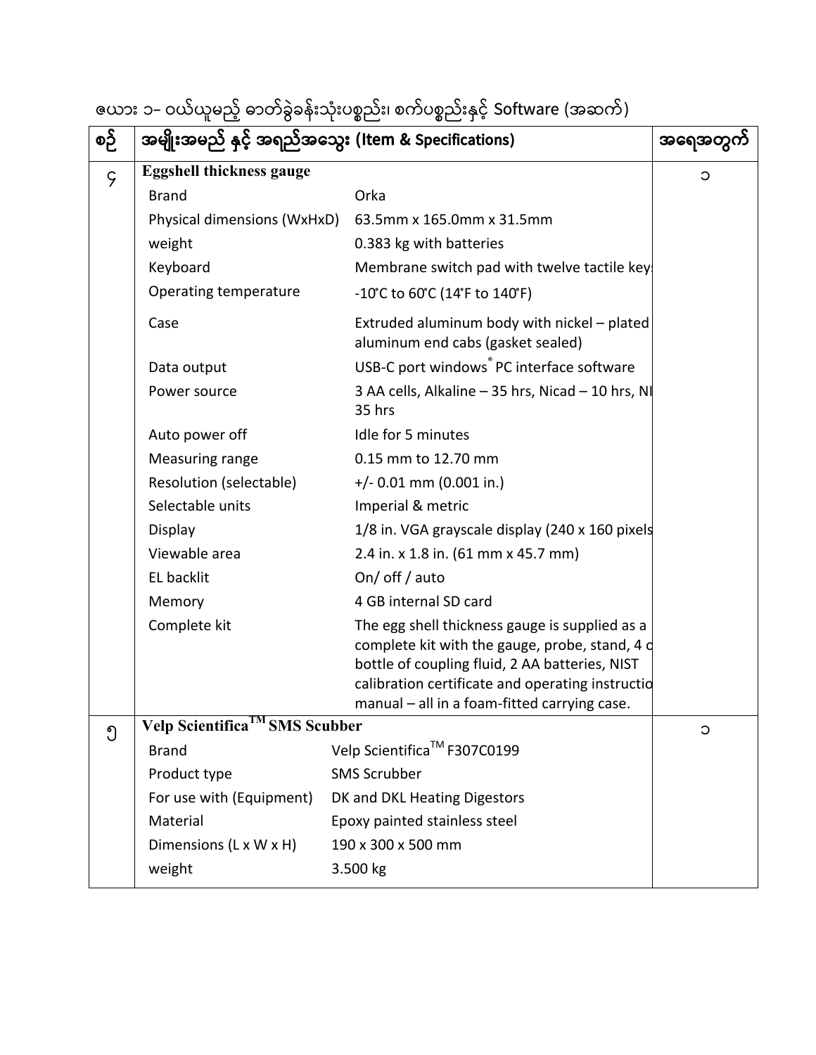ဇယား ၁– ဝယ်ယူမည့် ဓာတ်ခွဲခန်းသုံးပစ္စည်း၊ စက်ပစ္စည်းနှင့် Software (အဆက်)

| စဉ် | အမျိုးအမည် နှင့် အရည်အသွေး (Item & Specifications) | | အရေအတွက် |
|---|---|---|---|
| ၄ | **Eggshell thickness gauge** | | ၁ |
| | Brand | Orka | |
| | Physical dimensions (WxHxD) | 63.5mm x 165.0mm x 31.5mm | |
| | weight | 0.383 kg with batteries | |
| | Keyboard | Membrane switch pad with twelve tactile key | |
| | Operating temperature | -10°C to 60°C (14°F to 140°F) | |
| | Case | Extruded aluminum body with nickel – plated aluminum end cabs (gasket sealed) | |
| | Data output | USB-C port windows® PC interface software | |
| | Power source | 3 AA cells, Alkaline – 35 hrs, Nicad – 10 hrs, NI 35 hrs | |
| | Auto power off | Idle for 5 minutes | |
| | Measuring range | 0.15 mm to 12.70 mm | |
| | Resolution (selectable) | +/- 0.01 mm (0.001 in.) | |
| | Selectable units | Imperial & metric | |
| | Display | 1/8 in. VGA grayscale display (240 x 160 pixels | |
| | Viewable area | 2.4 in. x 1.8 in. (61 mm x 45.7 mm) | |
| | EL backlit | On/ off / auto | |
| | Memory | 4 GB internal SD card | |
| | Complete kit | The egg shell thickness gauge is supplied as a complete kit with the gauge, probe, stand, 4 o bottle of coupling fluid, 2 AA batteries, NIST calibration certificate and operating instructio manual – all in a foam-fitted carrying case. | |
| ၅ | **Velp Scientifica™ SMS Scubber** | | ၁ |
| | Brand | Velp Scientifica™ F307C0199 | |
| | Product type | SMS Scrubber | |
| | For use with (Equipment) | DK and DKL Heating Digestors | |
| | Material | Epoxy painted stainless steel | |
| | Dimensions (L x W x H) | 190 x 300 x 500 mm | |
| | weight | 3.500 kg | |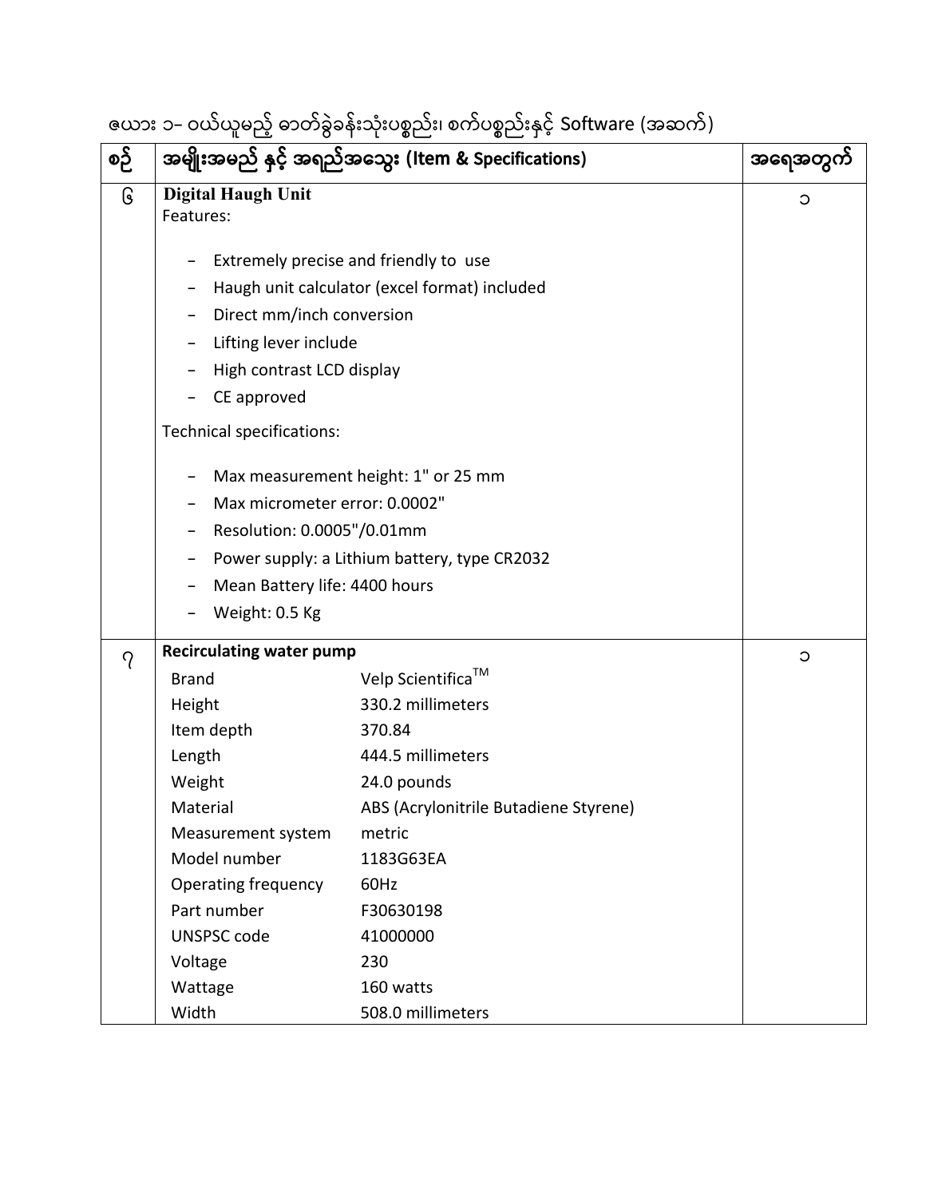ဇယား ၁– ဝယ်ယူမည့် ဓာတ်ခွဲခန်းသုံးပစ္စည်း၊ စက်ပစ္စည်းနှင့် Software (အဆက်)

| စဉ် | အမျိုးအမည် နှင့် အရည်အသွေး (Item & Specifications) | အရေအတွက် |
|---|---|---|
| ၆ | **Digital Haugh Unit**<br>Features:<br>- Extremely precise and friendly to use<br>- Haugh unit calculator (excel format) included<br>- Direct mm/inch conversion<br>- Lifting lever include<br>- High contrast LCD display<br>- CE approved<br><br>Technical specifications:<br>- Max measurement height: 1" or 25 mm<br>- Max micrometer error: 0.0002"<br>- Resolution: 0.0005"/0.01mm<br>- Power supply: a Lithium battery, type CR2032<br>- Mean Battery life: 4400 hours<br>- Weight: 0.5 Kg | ၁ |
| ၇ | **Recirculating water pump**<br>Brand: Velp Scientifica™<br>Height: 330.2 millimeters<br>Item depth: 370.84<br>Length: 444.5 millimeters<br>Weight: 24.0 pounds<br>Material: ABS (Acrylonitrile Butadiene Styrene)<br>Measurement system: metric<br>Model number: 1183G63EA<br>Operating frequency: 60Hz<br>Part number: F30630198<br>UNSPSC code: 41000000<br>Voltage: 230<br>Wattage: 160 watts<br>Width: 508.0 millimeters | ၁ |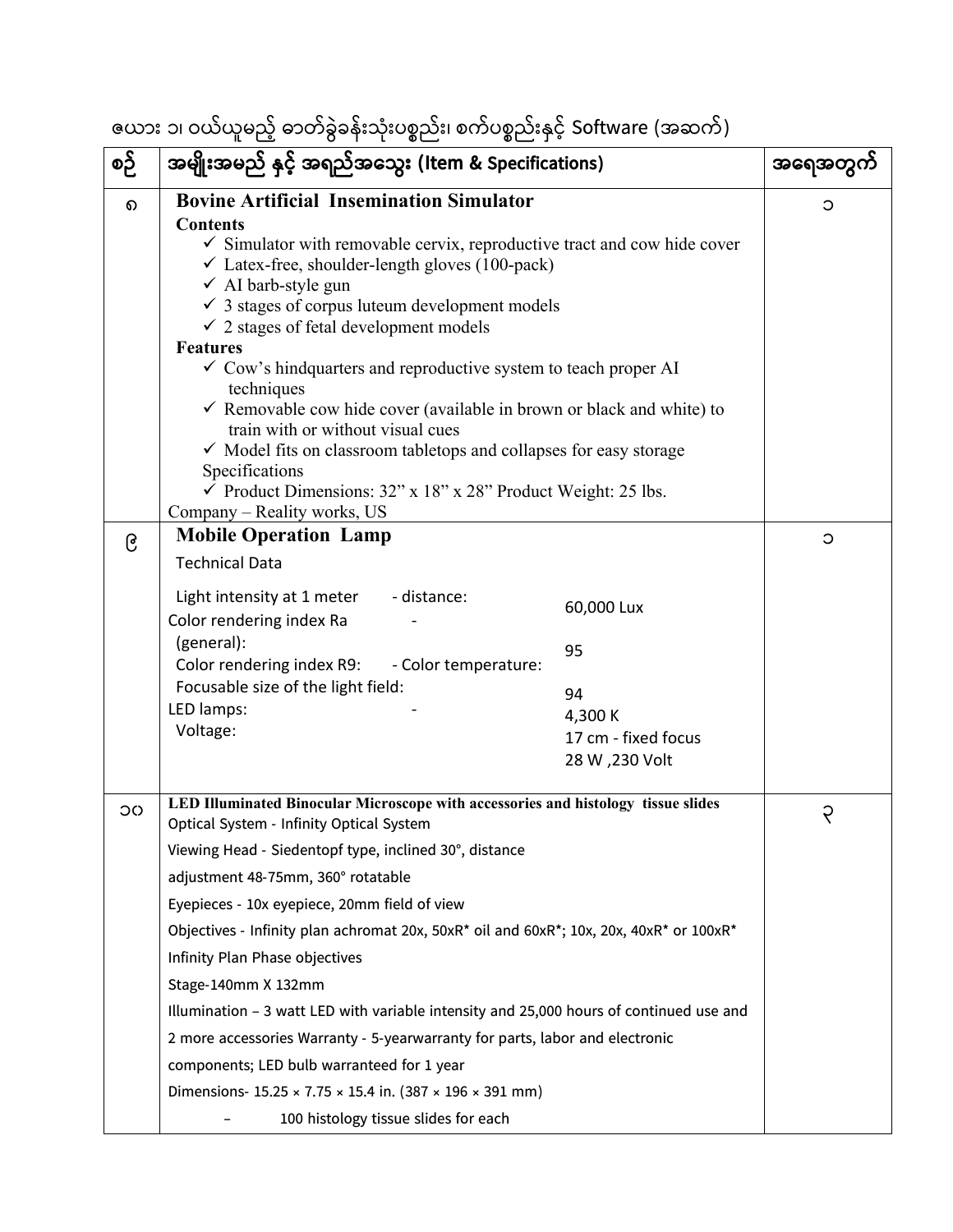ဇယား ၁၊ ဝယ်ယူမည့် ဓာတ်ခွဲခန်းသုံးပစ္စည်း၊ စက်ပစ္စည်းနှင့် Software (အဆက်)

| စဉ် | အမျိုးအမည် နှင့် အရည်အသွေး (Item & Specifications) | အရေအတွက် |
|---|---|---|
| ၈ | **Bovine Artificial Insemination Simulator**<br>**Contents**<br>✓ Simulator with removable cervix, reproductive tract and cow hide cover<br>✓ Latex-free, shoulder-length gloves (100-pack)<br>✓ AI barb-style gun<br>✓ 3 stages of corpus luteum development models<br>✓ 2 stages of fetal development models<br>**Features**<br>✓ Cow's hindquarters and reproductive system to teach proper AI techniques<br>✓ Removable cow hide cover (available in brown or black and white) to train with or without visual cues<br>✓ Model fits on classroom tabletops and collapses for easy storage<br>Specifications<br>✓ Product Dimensions: 32" x 18" x 28" Product Weight: 25 lbs.<br>Company – Reality works, US | ၁ |
| ၉ | **Mobile Operation Lamp**<br>Technical Data<br>Light intensity at 1 meter - distance: 60,000 Lux<br>Color rendering index Ra (general): 95<br>Color rendering index R9: 94<br>Color temperature: 4,300 K<br>Focusable size of the light field: 17 cm - fixed focus<br>LED lamps:<br>Voltage: 28 W ,230 Volt | ၁ |
| ၁၀ | **LED Illuminated Binocular Microscope with accessories and histology tissue slides**<br>Optical System - Infinity Optical System<br>Viewing Head - Siedentopf type, inclined 30°, distance adjustment 48-75mm, 360° rotatable<br>Eyepieces - 10x eyepiece, 20mm field of view<br>Objectives - Infinity plan achromat 20x, 50xR* oil and 60xR*; 10x, 20x, 40xR* or 100xR* Infinity Plan Phase objectives<br>Stage-140mm X 132mm<br>Illumination – 3 watt LED with variable intensity and 25,000 hours of continued use and 2 more accessories Warranty - 5-yearwarranty for parts, labor and electronic components; LED bulb warranteed for 1 year<br>Dimensions- 15.25 × 7.75 × 15.4 in. (387 × 196 × 391 mm)<br>– 100 histology tissue slides for each | ၃ |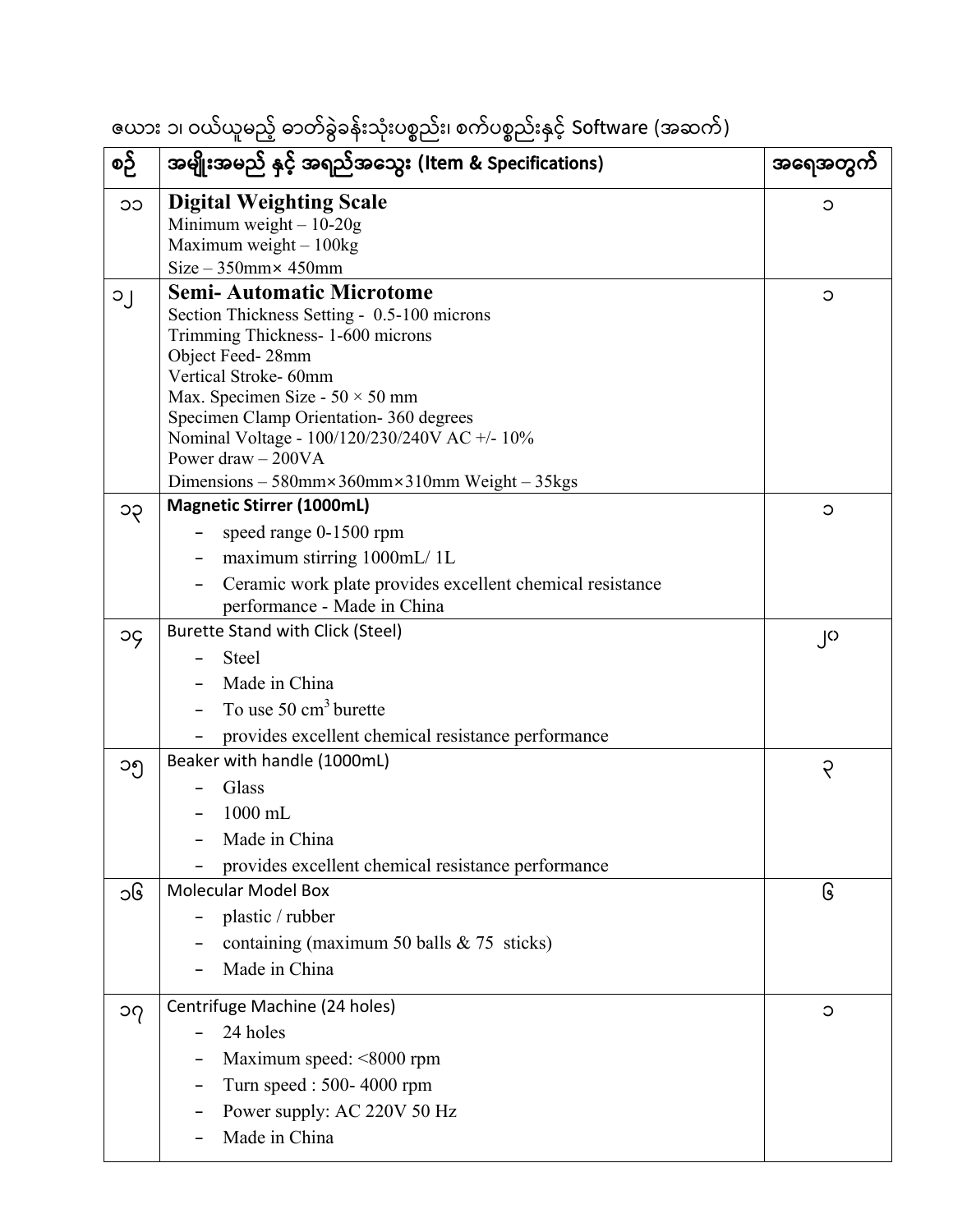ဇယား ၁၊ ဝယ်ယူမည့် ဓာတ်ခွဲခန်းသုံးပစ္စည်း၊ စက်ပစ္စည်းနှင့် Software (အဆက်)

| စဉ် | အမျိုးအမည် နှင့် အရည်အသွေး (Item & Specifications) | အရေအတွက် |
|---|---|---|
| ၁၁ | **Digital Weighting Scale**<br>Minimum weight – 10-20g<br>Maximum weight – 100kg<br>Size – 350mm× 450mm | ၁ |
| ၁၂ | **Semi- Automatic Microtome**<br>Section Thickness Setting - 0.5-100 microns<br>Trimming Thickness- 1-600 microns<br>Object Feed- 28mm<br>Vertical Stroke- 60mm<br>Max. Specimen Size - 50 × 50 mm<br>Specimen Clamp Orientation- 360 degrees<br>Nominal Voltage - 100/120/230/240V AC +/- 10%<br>Power draw – 200VA<br>Dimensions – 580mm×360mm×310mm Weight – 35kgs | ၁ |
| ၁၃ | **Magnetic Stirrer (1000mL)**<br>- speed range 0-1500 rpm<br>- maximum stirring 1000mL/ 1L<br>- Ceramic work plate provides excellent chemical resistance performance - Made in China | ၁ |
| ၁၄ | Burette Stand with Click (Steel)<br>- Steel<br>- Made in China<br>- To use 50 $cm^3$ burette<br>- provides excellent chemical resistance performance | ၂၀ |
| ၁၅ | Beaker with handle (1000mL)<br>- Glass<br>- 1000 mL<br>- Made in China<br>- provides excellent chemical resistance performance | ၃ |
| ၁၆ | Molecular Model Box<br>- plastic / rubber<br>- containing (maximum 50 balls & 75 sticks)<br>- Made in China | ၆ |
| ၁၇ | Centrifuge Machine (24 holes)<br>- 24 holes<br>- Maximum speed: <8000 rpm<br>- Turn speed : 500- 4000 rpm<br>- Power supply: AC 220V 50 Hz<br>- Made in China | ၁ |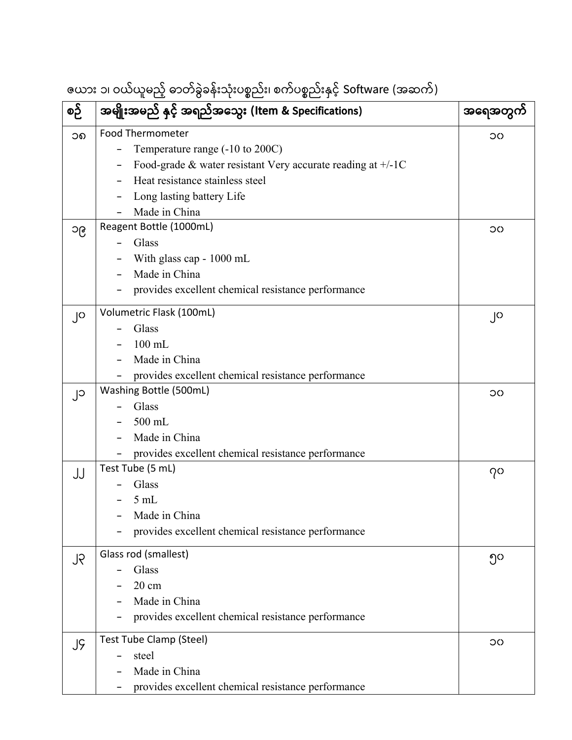ဇယား ၁၊ ဝယ်ယူမည့် ဓာတ်ခွဲခန်းသုံးပစ္စည်း၊ စက်ပစ္စည်းနှင့် Software (အဆက်)

| စဉ် | အမျိုးအမည် နှင့် အရည်အသွေး (Item & Specifications) | အရေအတွက် |
|---|---|---|
| ၁၈ | Food Thermometer<br>- Temperature range (-10 to 200C)<br>- Food-grade & water resistant Very accurate reading at +/-1C<br>- Heat resistance stainless steel<br>- Long lasting battery Life<br>- Made in China | ၁၀ |
| ၁၉ | Reagent Bottle (1000mL)<br>- Glass<br>- With glass cap - 1000 mL<br>- Made in China<br>- provides excellent chemical resistance performance | ၁၀ |
| ၂၀ | Volumetric Flask (100mL)<br>- Glass<br>- 100 mL<br>- Made in China<br>- provides excellent chemical resistance performance | ၂၀ |
| ၂၁ | Washing Bottle (500mL)<br>- Glass<br>- 500 mL<br>- Made in China<br>- provides excellent chemical resistance performance | ၁၀ |
| ၂၂ | Test Tube (5 mL)<br>- Glass<br>- 5 mL<br>- Made in China<br>- provides excellent chemical resistance performance | ၇၀ |
| ၂၃ | Glass rod (smallest)<br>- Glass<br>- 20 cm<br>- Made in China<br>- provides excellent chemical resistance performance | ၅၀ |
| ၂၄ | Test Tube Clamp (Steel)<br>- steel<br>- Made in China<br>- provides excellent chemical resistance performance | ၁၀ |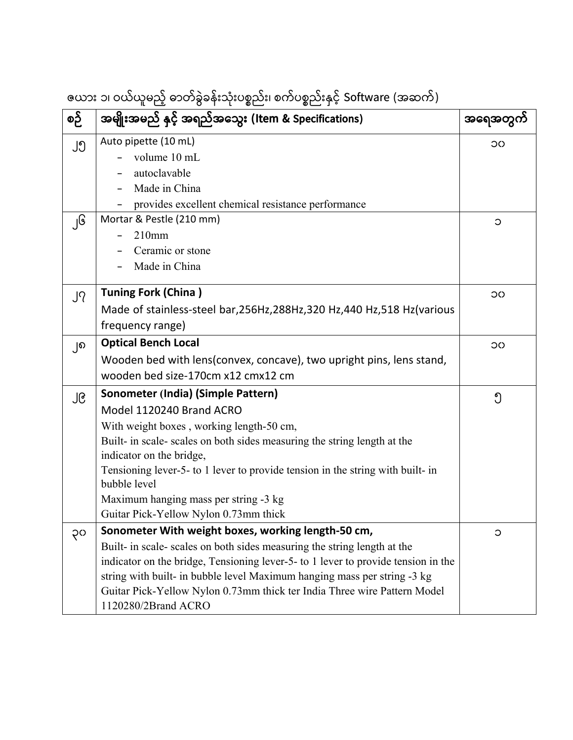ဇယား ၁၊ ဝယ်ယူမည့် ဓာတ်ခွဲခန်းသုံးပစ္စည်း၊ စက်ပစ္စည်းနှင့် Software (အဆက်)

| စဉ် | အမျိုးအမည် နှင့် အရည်အသွေး (Item & Specifications) | အရေအတွက် |
|---|---|---|
| ၂၅ | Auto pipette (10 mL)<br>- volume 10 mL<br>- autoclavable<br>- Made in China<br>- provides excellent chemical resistance performance | ၁၀ |
| ၂၆ | Mortar & Pestle (210 mm)<br>- 210mm<br>- Ceramic or stone<br>- Made in China | ၁ |
| ၂၇ | **Tuning Fork (China )**<br>Made of stainless-steel bar,256Hz,288Hz,320 Hz,440 Hz,518 Hz(various frequency range) | ၁၀ |
| ၂၈ | **Optical Bench Local**<br>Wooden bed with lens(convex, concave), two upright pins, lens stand, wooden bed size-170cm x12 cmx12 cm | ၁၀ |
| ၂၉ | **Sonometer (India) (Simple Pattern)**<br>Model 1120240 Brand ACRO<br>With weight boxes , working length-50 cm,<br>Built- in scale- scales on both sides measuring the string length at the indicator on the bridge,<br>Tensioning lever-5- to 1 lever to provide tension in the string with built- in bubble level<br>Maximum hanging mass per string -3 kg<br>Guitar Pick-Yellow Nylon 0.73mm thick | ၅ |
| ၃၀ | **Sonometer With weight boxes, working length-50 cm,**<br>Built- in scale- scales on both sides measuring the string length at the indicator on the bridge, Tensioning lever-5- to 1 lever to provide tension in the string with built- in bubble level Maximum hanging mass per string -3 kg Guitar Pick-Yellow Nylon 0.73mm thick ter India Three wire Pattern Model 1120280/2Brand ACRO | ၁ |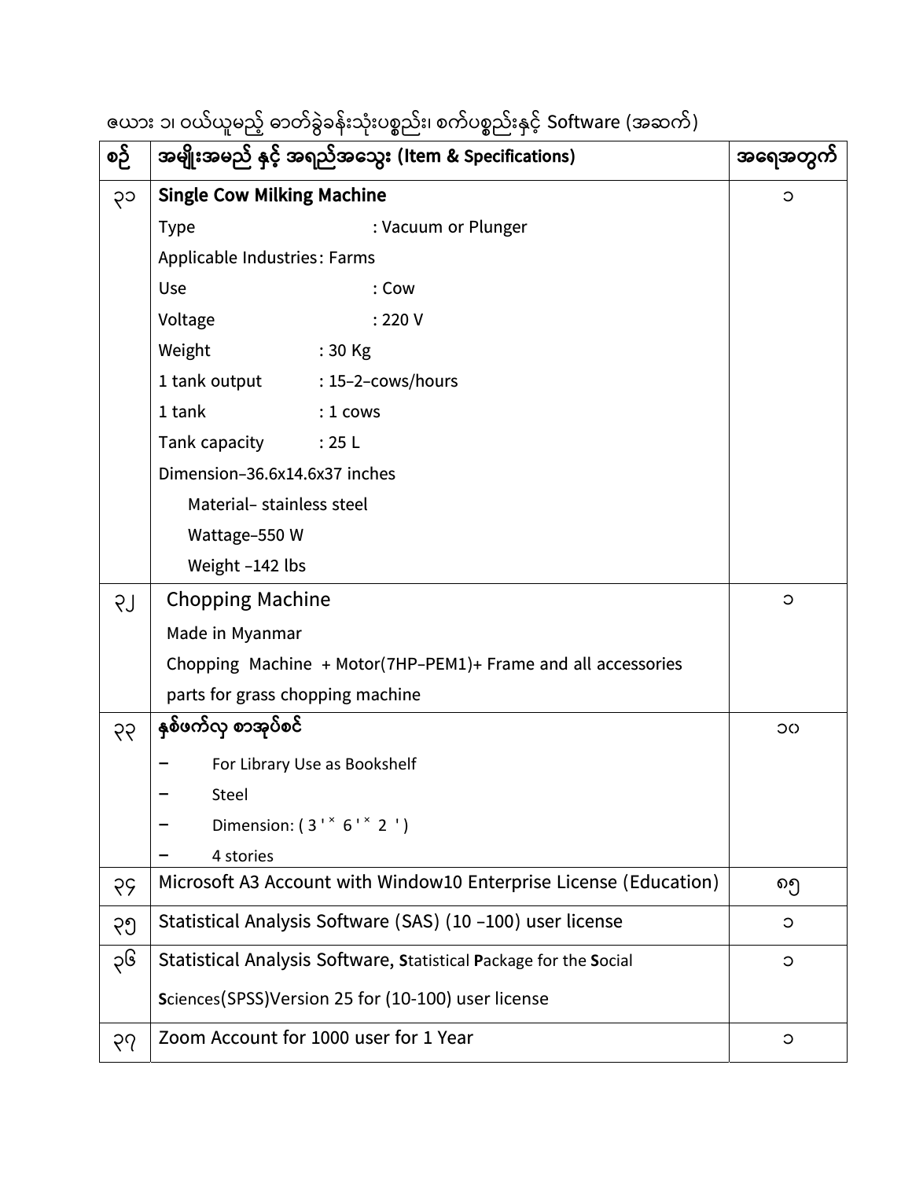ဇယား ၁၊ ဝယ်ယူမည့် ဓာတ်ခွဲခန်းသုံးပစ္စည်း၊ စက်ပစ္စည်းနှင့် Software (အဆက်)

| စဉ် | အမျိုးအမည် နှင့် အရည်အသွေး (Item & Specifications) | အရေအတွက် |
|---|---|---|
| ၃၁ | **Single Cow Milking Machine**<br>Type : Vacuum or Plunger<br>Applicable Industries: Farms<br>Use : Cow<br>Voltage : 220 V<br>Weight : 30 Kg<br>1 tank output : 15–2–cows/hours<br>1 tank : 1 cows<br>Tank capacity : 25 L<br>Dimension–36.6x14.6x37 inches<br>Material– stainless steel<br>Wattage–550 W<br>Weight –142 lbs | ၁ |
| ၃၂ | Chopping Machine<br>Made in Myanmar<br>Chopping Machine + Motor(7HP–PEM1)+ Frame and all accessories parts for grass chopping machine | ၁ |
| ၃၃ | **နှစ်ဖက်လှ စာအုပ်စင်**<br>– For Library Use as Bookshelf<br>– Steel<br>– Dimension: ( 3 ' × 6 ' × 2 ' )<br>– 4 stories | ၁၀ |
| ၃၄ | Microsoft A3 Account with Window10 Enterprise License (Education) | ၈၅ |
| ၃၅ | Statistical Analysis Software (SAS) (10 –100) user license | ၁ |
| ၃၆ | Statistical Analysis Software, **S**tatistical **P**ackage for the **S**ocial **S**ciences(SPSS)Version 25 for (10-100) user license | ၁ |
| ၃၇ | Zoom Account for 1000 user for 1 Year | ၁ |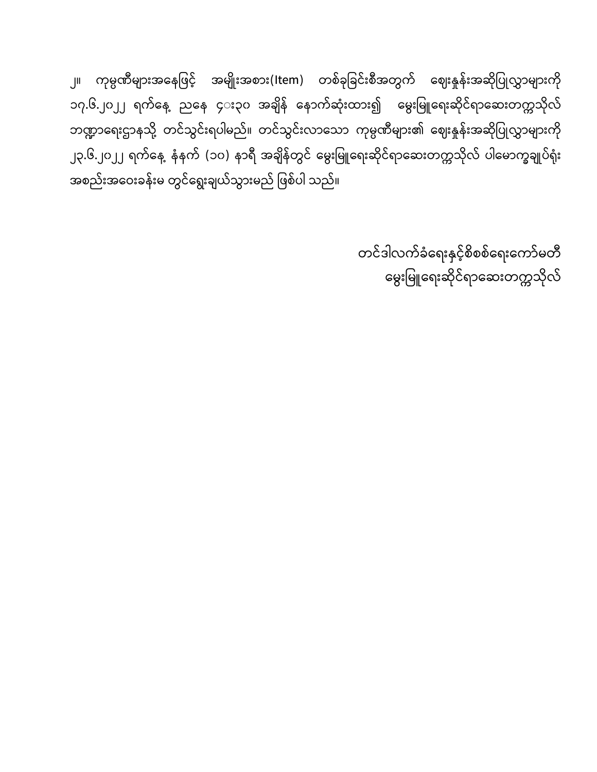၂။ ကုမ္ပဏီများအနေဖြင့် အမျိုးအစား(Item) တစ်ခုခြင်းစီအတွက် ဈေးနှုန်းအဆိုပြုလွှာများကို ၁၇.၆.၂၀၂၂ ရက်နေ့ ညနေ ၄း၃၀ အချိန် နောက်ဆုံးထား၍ မွေးမြူရေးဆိုင်ရာဆေးတက္ကသိုလ် ဘဏ္ဍာရေးဌာနသို့ တင်သွင်းရပါမည်။ တင်သွင်းလာသော ကုမ္ပဏီများ၏ ဈေးနှုန်းအဆိုပြုလွှာများကို ၂၃.၆.၂၀၂၂ ရက်နေ့ နံနက် (၁၀) နာရီ အချိန်တွင် မွေးမြူရေးဆိုင်ရာဆေးတက္ကသိုလ် ပါမောက္ခချုပ်ရုံး အစည်းအဝေးခန်းမ တွင်ရွေးချယ်သွားမည် ဖြစ်ပါ သည်။

တင်ဒါလက်ခံရေးနှင့်စိစစ်ရေးကော်မတီ
မွေးမြူရေးဆိုင်ရာဆေးတက္ကသိုလ်